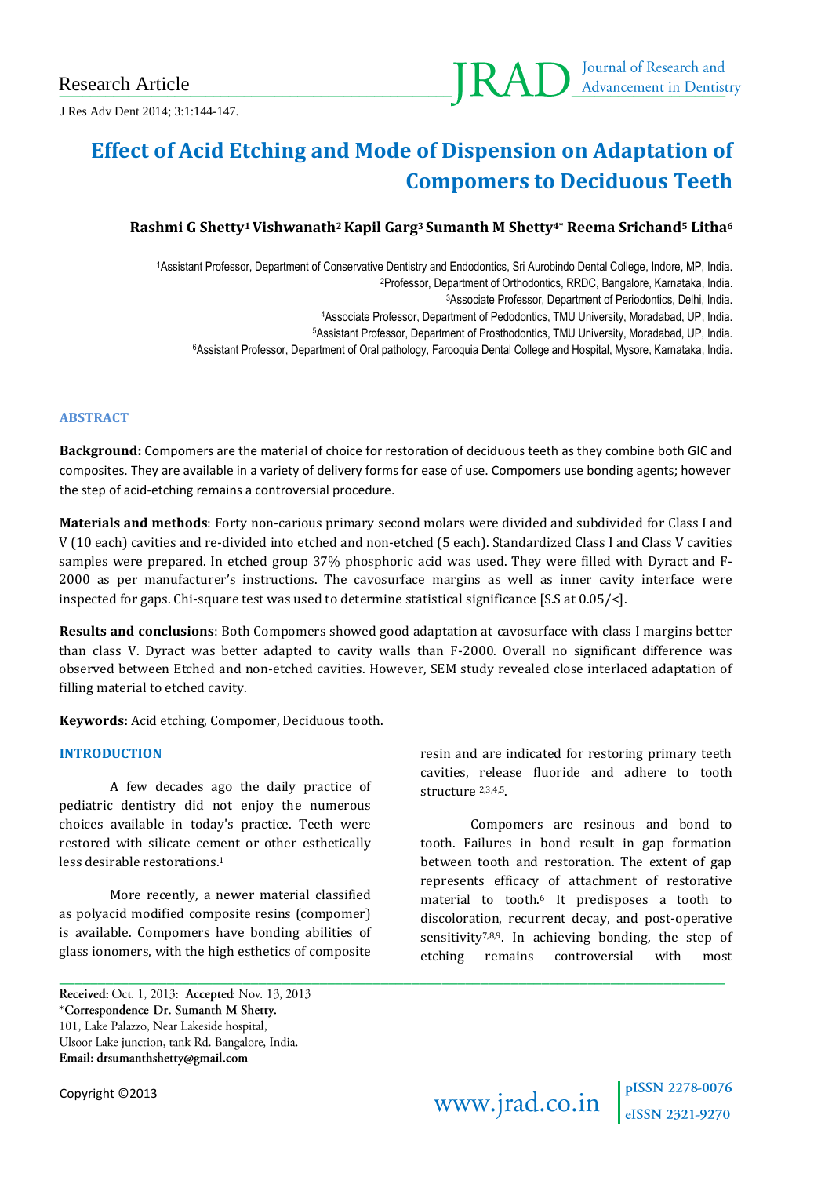Research Article

# Effect of Acid Etching and Mode of Dispension on Adaptation of Compomers to Deciduous Teeth

**Rashmi G Shetty[1] Vishwanath[2] Kapil Garg[3] Sumanth M Shetty[4*] Reema Srichand[5] Litha[6]**

[1]Assistant Professor, Department of Conservative Dentistry and Endodontics, Sri Aurobindo Dental College, Indore, MP, India.
[2]Professor, Department of Orthodontics, RRDC, Bangalore, Karnataka, India.
[3]Associate Professor, Department of Periodontics, Delhi, India.
[4]Associate Professor, Department of Pedodontics, TMU University, Moradabad, UP, India.
[5]Assistant Professor, Department of Prosthodontics, TMU University, Moradabad, UP, India.
[6]Assistant Professor, Department of Oral pathology, Farooquia Dental College and Hospital, Mysore, Karnataka, India.

## ABSTRACT

**Background:** Compomers are the material of choice for restoration of deciduous teeth as they combine both GIC and composites. They are available in a variety of delivery forms for ease of use. Compomers use bonding agents; however the step of acid-etching remains a controversial procedure.

**Materials and methods**: Forty non-carious primary second molars were divided and subdivided for Class I and V (10 each) cavities and re-divided into etched and non-etched (5 each). Standardized Class I and Class V cavities samples were prepared. In etched group 37% phosphoric acid was used. They were filled with Dyract and F-2000 as per manufacturer's instructions. The cavosurface margins as well as inner cavity interface were inspected for gaps. Chi-square test was used to determine statistical significance [S.S at 0.05/<].

**Results and conclusions**: Both Compomers showed good adaptation at cavosurface with class I margins better than class V. Dyract was better adapted to cavity walls than F-2000. Overall no significant difference was observed between Etched and non-etched cavities. However, SEM study revealed close interlaced adaptation of filling material to etched cavity.

**Keywords:** Acid etching, Compomer, Deciduous tooth.

## INTRODUCTION

A few decades ago the daily practice of pediatric dentistry did not enjoy the numerous choices available in today's practice. Teeth were restored with silicate cement or other esthetically less desirable restorations.[1]

More recently, a newer material classified as polyacid modified composite resins (compomer) is available. Compomers have bonding abilities of glass ionomers, with the high esthetics of composite resin and are indicated for restoring primary teeth cavities, release fluoride and adhere to tooth structure [2,3,4,5].

Compomers are resinous and bond to tooth. Failures in bond result in gap formation between tooth and restoration. The extent of gap represents efficacy of attachment of restorative material to tooth.[6] It predisposes a tooth to discoloration, recurrent decay, and post-operative sensitivity[7,8,9]. In achieving bonding, the step of etching remains controversial with most

**Received:** Oct. 1, 2013**: Accepted:** Nov. 13, 2013
***Correspondence Dr. Sumanth M Shetty.**
101, Lake Palazzo, Near Lakeside hospital,
Ulsoor Lake junction, tank Rd. Bangalore, India.
**Email: drsumanthshetty@gmail.com**

Copyright ©2013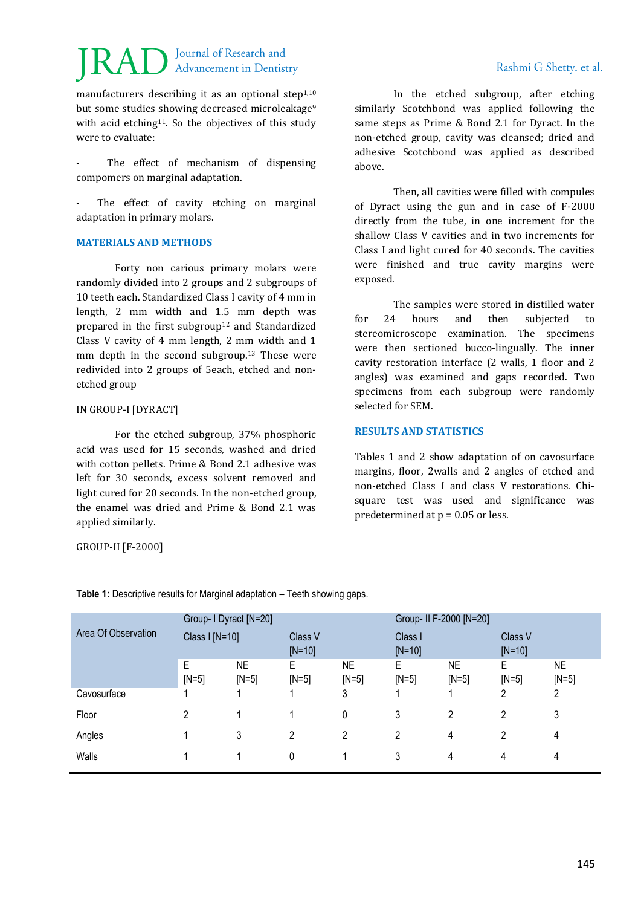manufacturers describing it as an optional step[1,10] but some studies showing decreased microleakage[9] with acid etching[11]. So the objectives of this study were to evaluate:

- The effect of mechanism of dispensing compomers on marginal adaptation.

- The effect of cavity etching on marginal adaptation in primary molars.

## MATERIALS AND METHODS

Forty non carious primary molars were randomly divided into 2 groups and 2 subgroups of 10 teeth each. Standardized Class I cavity of 4 mm in length, 2 mm width and 1.5 mm depth was prepared in the first subgroup[12] and Standardized Class V cavity of 4 mm length, 2 mm width and 1 mm depth in the second subgroup.[13] These were redivided into 2 groups of 5each, etched and non-etched group

IN GROUP-I [DYRACT]

For the etched subgroup, 37% phosphoric acid was used for 15 seconds, washed and dried with cotton pellets. Prime & Bond 2.1 adhesive was left for 30 seconds, excess solvent removed and light cured for 20 seconds. In the non-etched group, the enamel was dried and Prime & Bond 2.1 was applied similarly.

GROUP-II [F-2000]

In the etched subgroup, after etching similarly Scotchbond was applied following the same steps as Prime & Bond 2.1 for Dyract. In the non-etched group, cavity was cleansed; dried and adhesive Scotchbond was applied as described above.

Then, all cavities were filled with compules of Dyract using the gun and in case of F-2000 directly from the tube, in one increment for the shallow Class V cavities and in two increments for Class I and light cured for 40 seconds. The cavities were finished and true cavity margins were exposed.

The samples were stored in distilled water for 24 hours and then subjected to stereomicroscope examination. The specimens were then sectioned bucco-lingually. The inner cavity restoration interface (2 walls, 1 floor and 2 angles) was examined and gaps recorded. Two specimens from each subgroup were randomly selected for SEM.

## RESULTS AND STATISTICS

Tables 1 and 2 show adaptation of on cavosurface margins, floor, 2walls and 2 angles of etched and non-etched Class I and class V restorations. Chi-square test was used and significance was predetermined at p = 0.05 or less.

**Table 1:** Descriptive results for Marginal adaptation – Teeth showing gaps.

| Area Of Observation | Group- I Dyract [N=20] | | | | Group- II F-2000 [N=20] | | | |
|---|---|---|---|---|---|---|---|---|
| | Class I [N=10] | | Class V [N=10] | | Class I [N=10] | | Class V [N=10] | |
| | E [N=5] | NE [N=5] | E [N=5] | NE [N=5] | E [N=5] | NE [N=5] | E [N=5] | NE [N=5] |
| Cavosurface | 1 | 1 | 1 | 3 | 1 | 1 | 2 | 2 |
| Floor | 2 | 1 | 1 | 0 | 3 | 2 | 2 | 3 |
| Angles | 1 | 3 | 2 | 2 | 2 | 4 | 2 | 4 |
| Walls | 1 | 1 | 0 | 1 | 3 | 4 | 4 | 4 |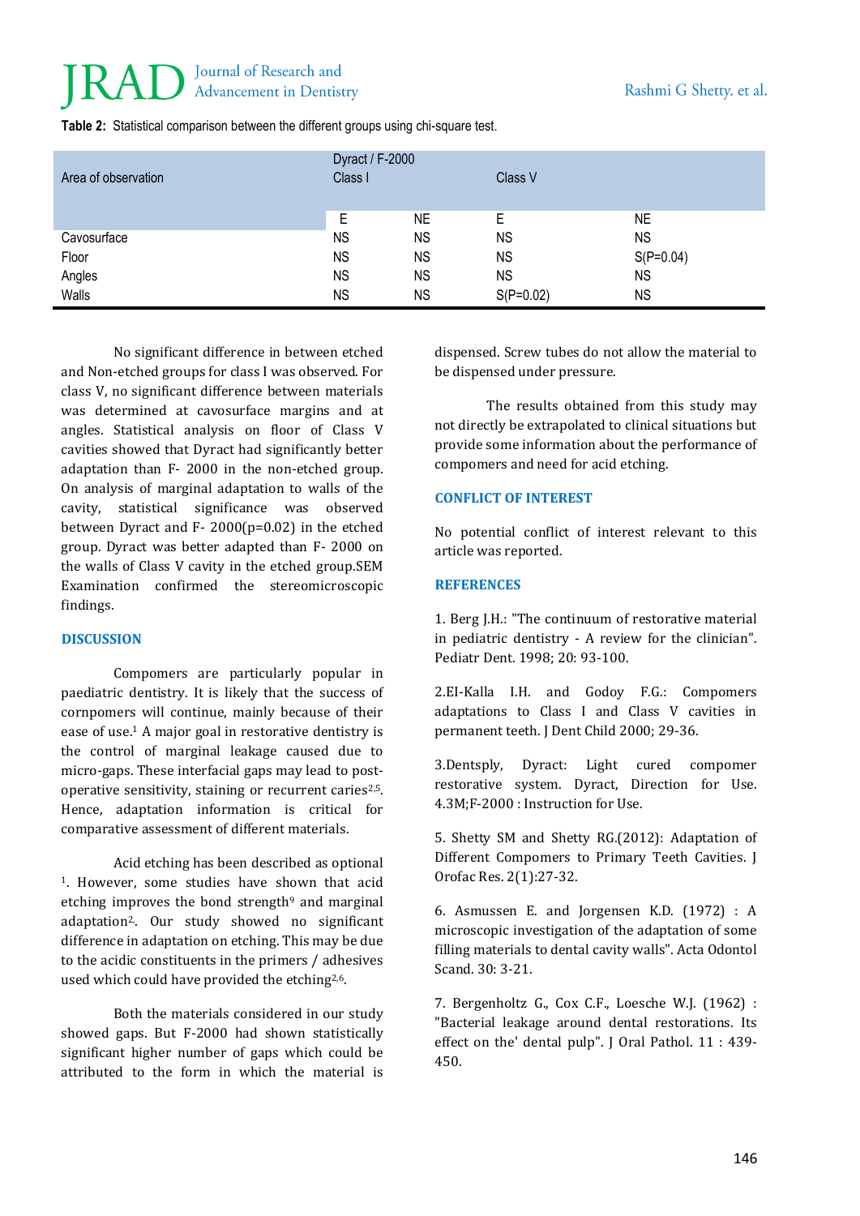**Table 2:** Statistical comparison between the different groups using chi-square test.

| Area of observation | Dyract / F-2000 Class I | | Class V | |
|---|---|---|---|---|
| | E | NE | E | NE |
| Cavosurface | NS | NS | NS | NS |
| Floor | NS | NS | NS | S(P=0.04) |
| Angles | NS | NS | NS | NS |
| Walls | NS | NS | S(P=0.02) | NS |

No significant difference in between etched and Non-etched groups for class I was observed. For class V, no significant difference between materials was determined at cavosurface margins and at angles. Statistical analysis on floor of Class V cavities showed that Dyract had significantly better adaptation than F- 2000 in the non-etched group. On analysis of marginal adaptation to walls of the cavity, statistical significance was observed between Dyract and F- 2000(p=0.02) in the etched group. Dyract was better adapted than F- 2000 on the walls of Class V cavity in the etched group.SEM Examination confirmed the stereomicroscopic findings.

## DISCUSSION

Compomers are particularly popular in paediatric dentistry. It is likely that the success of cornpomers will continue, mainly because of their ease of use.[1] A major goal in restorative dentistry is the control of marginal leakage caused due to micro-gaps. These interfacial gaps may lead to post-operative sensitivity, staining or recurrent caries[2,5]. Hence, adaptation information is critical for comparative assessment of different materials.

Acid etching has been described as optional [1]. However, some studies have shown that acid etching improves the bond strength[9] and marginal adaptation[2]. Our study showed no significant difference in adaptation on etching. This may be due to the acidic constituents in the primers / adhesives used which could have provided the etching[2,6].

Both the materials considered in our study showed gaps. But F-2000 had shown statistically significant higher number of gaps which could be attributed to the form in which the material is dispensed. Screw tubes do not allow the material to be dispensed under pressure.

The results obtained from this study may not directly be extrapolated to clinical situations but provide some information about the performance of compomers and need for acid etching.

## CONFLICT OF INTEREST

No potential conflict of interest relevant to this article was reported.

## REFERENCES

1. Berg J.H.: "The continuum of restorative material in pediatric dentistry - A review for the clinician". Pediatr Dent. 1998; 20: 93-100.

2.EI-Kalla I.H. and Godoy F.G.: Compomers adaptations to Class I and Class V cavities in permanent teeth. J Dent Child 2000; 29-36.

3.Dentsply, Dyract: Light cured compomer restorative system. Dyract, Direction for Use. 4.3M;F-2000 : Instruction for Use.

5. Shetty SM and Shetty RG.(2012): Adaptation of Different Compomers to Primary Teeth Cavities. J Orofac Res. 2(1):27-32.

6. Asmussen E. and Jorgensen K.D. (1972) : A microscopic investigation of the adaptation of some filling materials to dental cavity walls". Acta Odontol Scand. 30: 3-21.

7. Bergenholtz G., Cox C.F., Loesche W.J. (1962) : "Bacterial leakage around dental restorations. Its effect on the' dental pulp". J Oral Pathol. 11 : 439-450.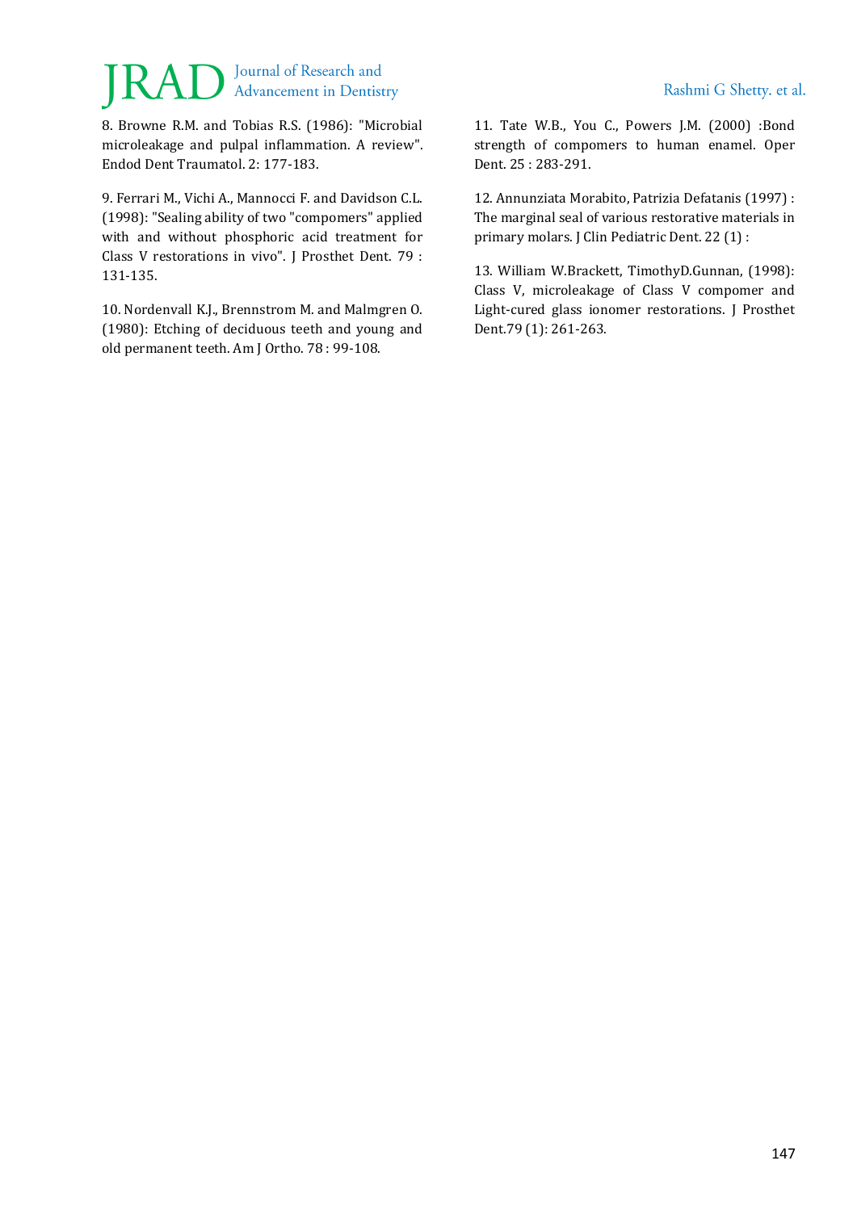8. Browne R.M. and Tobias R.S. (1986): "Microbial microleakage and pulpal inflammation. A review". Endod Dent Traumatol. 2: 177-183.

9. Ferrari M., Vichi A., Mannocci F. and Davidson C.L. (1998): "Sealing ability of two "compomers" applied with and without phosphoric acid treatment for Class V restorations in vivo". J Prosthet Dent. 79 : 131-135.

10. Nordenvall K.J., Brennstrom M. and Malmgren O. (1980): Etching of deciduous teeth and young and old permanent teeth. Am J Ortho. 78 : 99-108.

11. Tate W.B., You C., Powers J.M. (2000) :Bond strength of compomers to human enamel. Oper Dent. 25 : 283-291.

12. Annunziata Morabito, Patrizia Defatanis (1997) : The marginal seal of various restorative materials in primary molars. J Clin Pediatric Dent. 22 (1) :

13. William W.Brackett, TimothyD.Gunnan, (1998): Class V, microleakage of Class V compomer and Light-cured glass ionomer restorations. J Prosthet Dent.79 (1): 261-263.